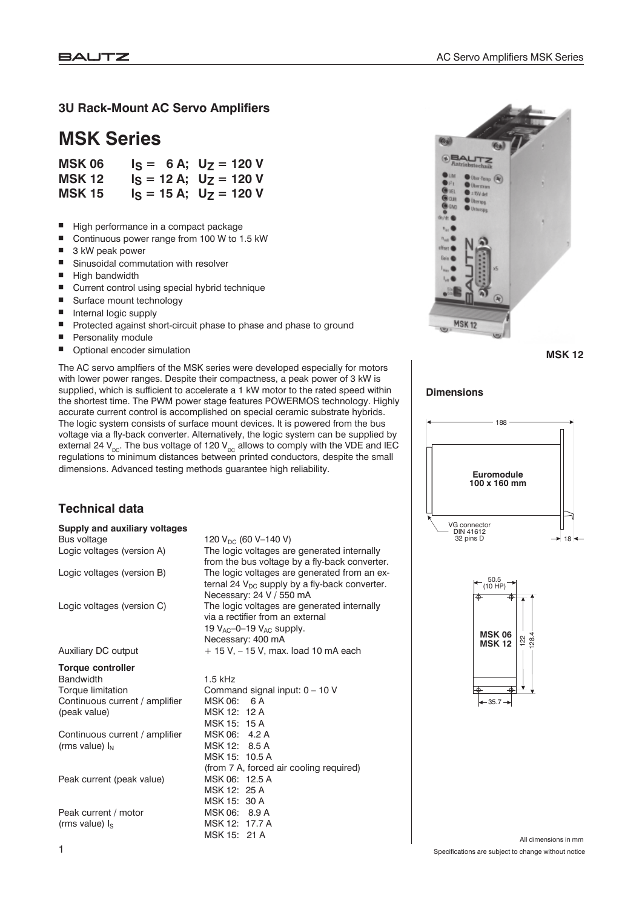## 3U Rack-Mount AC Servo Amplifiers

# MSK Series

**MSK 06** $I_S = 6$ A; $U_Z = 120$ V
**MSK 12** $I_S = 12$ A; $U_Z = 120$ V
**MSK 15** $I_S = 15$ A; $U_Z = 120$ V

- High performance in a compact package
- Continuous power range from 100 W to 1.5 kW
- 3 kW peak power
- Sinusoidal commutation with resolver
- High bandwidth
- Current control using special hybrid technique
- Surface mount technology
- Internal logic supply
- Protected against short-circuit phase to phase and phase to ground
- Personality module
- Optional encoder simulation

The AC servo amplfiers of the MSK series were developed especially for motors with lower power ranges. Despite their compactness, a peak power of 3 kW is supplied, which is sufficient to accelerate a 1 kW motor to the rated speed within the shortest time. The PWM power stage features POWERMOS technology. Highly accurate current control is accomplished on special ceramic substrate hybrids. The logic system consists of surface mount devices. It is powered from the bus voltage via a fly-back converter. Alternatively, the logic system can be supplied by external 24 $V_{DC}$. The bus voltage of 120 $V_{DC}$ allows to comply with the VDE and IEC regulations to minimum distances between printed conductors, despite the small dimensions. Advanced testing methods guarantee high reliability.

**MSK 12**

### Dimensions

Euromodule 100 x 160 mm

188

VG connector DIN 41612 32 pins D

18

50.5 (10 HP)

MSK 06 MSK 12

122

128.4

35.7

All dimensions in mm

Specifications are subject to change without notice

## Technical data

**Supply and auxiliary voltages**

| | |
|---|---|
| Bus voltage | 120 $V_{DC}$ (60 V–140 V) |
| Logic voltages (version A) | The logic voltages are generated internally from the bus voltage by a fly-back converter. |
| Logic voltages (version B) | The logic voltages are generated from an external 24 $V_{DC}$ supply by a fly-back converter. Necessary: 24 V / 550 mA |
| Logic voltages (version C) | The logic voltages are generated internally via a rectifier from an external 19 $V_{AC}$–0–19 $V_{AC}$ supply. Necessary: 400 mA |
| Auxiliary DC output | + 15 V, – 15 V, max. load 10 mA each |

**Torque controller**

| | |
|---|---|
| Bandwidth | 1.5 kHz |
| Torque limitation | Command signal input: 0 – 10 V |
| Continuous current / amplifier (peak value) | MSK 06: 6 A<br>MSK 12: 12 A<br>MSK 15: 15 A |
| Continuous current / amplifier (rms value) $I_N$ | MSK 06: 4.2 A<br>MSK 12: 8.5 A<br>MSK 15: 10.5 A<br>(from 7 A, forced air cooling required) |
| Peak current (peak value) | MSK 06: 12.5 A<br>MSK 12: 25 A<br>MSK 15: 30 A |
| Peak current / motor (rms value) $I_S$ | MSK 06: 8.9 A<br>MSK 12: 17.7 A<br>MSK 15: 21 A |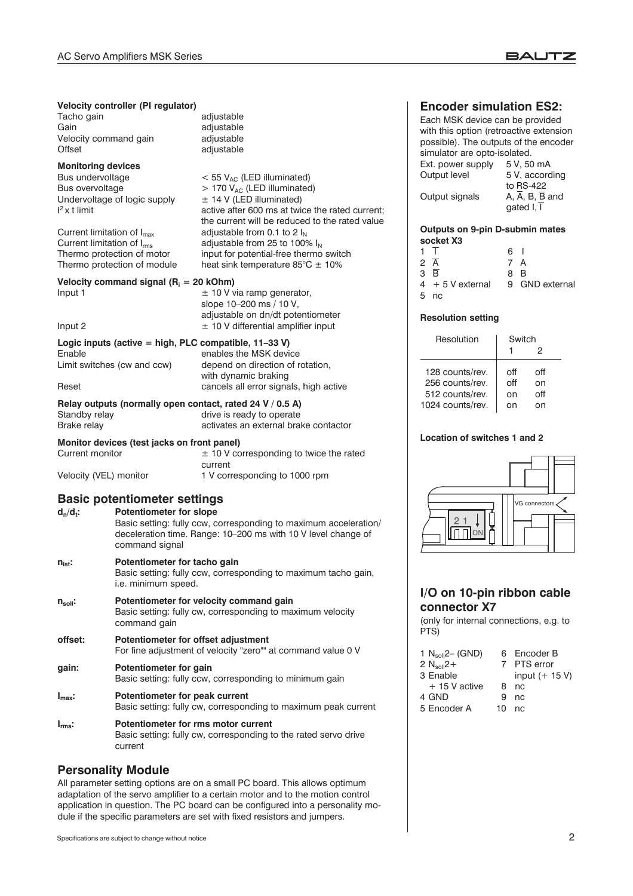**Velocity controller (PI regulator)**

| | |
|---|---|
| Tacho gain | adjustable |
| Gain | adjustable |
| Velocity command gain | adjustable |
| Offset | adjustable |

**Monitoring devices**

| | |
|---|---|
| Bus undervoltage | < 55 $V_{AC}$ (LED illuminated) |
| Bus overvoltage | > 170 $V_{AC}$ (LED illuminated) |
| Undervoltage of logic supply | ± 14 V (LED illuminated) |
| $I^2$ x t limit | active after 600 ms at twice the rated current; the current will be reduced to the rated value |
| Current limitation of $I_{max}$ | adjustable from 0.1 to 2 $I_N$ |
| Current limitation of $I_{rms}$ | adjustable from 25 to 100% $I_N$ |
| Thermo protection of motor | input for potential-free thermo switch |
| Thermo protection of module | heat sink temperature 85°C ± 10% |

**Velocity command signal ($R_i$ = 20 kOhm)**

| | |
|---|---|
| Input 1 | ± 10 V via ramp generator, slope 10–200 ms / 10 V, adjustable on dn/dt potentiometer |
| Input 2 | ± 10 V differential amplifier input |

**Logic inputs (active = high, PLC compatible, 11–33 V)**

| | |
|---|---|
| Enable | enables the MSK device |
| Limit switches (cw and ccw) | depend on direction of rotation, with dynamic braking |
| Reset | cancels all error signals, high active |

**Relay outputs (normally open contact, rated 24 V / 0.5 A)**

| | |
|---|---|
| Standby relay | drive is ready to operate |
| Brake relay | activates an external brake contactor |

**Monitor devices (test jacks on front panel)**

| | |
|---|---|
| Current monitor | ± 10 V corresponding to twice the rated current |
| Velocity (VEL) monitor | 1 V corresponding to 1000 rpm |

## Basic potentiometer settings

**$d_n/d_t$:** **Potentiometer for slope**
Basic setting: fully ccw, corresponding to maximum acceleration/deceleration time. Range: 10–200 ms with 10 V level change of command signal

**$n_{ist}$:** **Potentiometer for tacho gain**
Basic setting: fully ccw, corresponding to maximum tacho gain, i.e. minimum speed.

**$n_{soll}$:** **Potentiometer for velocity command gain**
Basic setting: fully cw, corresponding to maximum velocity command gain

**offset:** **Potentiometer for offset adjustment**
For fine adjustment of velocity "zero"" at command value 0 V

**gain:** **Potentiometer for gain**
Basic setting: fully ccw, corresponding to minimum gain

**$I_{max}$:** **Potentiometer for peak current**
Basic setting: fully cw, corresponding to maximum peak current

**$I_{rms}$:** **Potentiometer for rms motor current**
Basic setting: fully cw, corresponding to the rated servo drive current

## Personality Module

All parameter setting options are on a small PC board. This allows optimum adaptation of the servo amplifier to a certain motor and to the motion control application in question. The PC board can be configured into a personality module if the specific parameters are set with fixed resistors and jumpers.

## Encoder simulation ES2:

Each MSK device can be provided with this option (retroactive extension possible). The outputs of the encoder simulator are opto-isolated.

| | |
|---|---|
| Ext. power supply | 5 V, 50 mA |
| Output level | 5 V, according to RS-422 |
| Output signals | A, $\overline{A}$, B, $\overline{B}$ and gated I, $\overline{I}$ |

**Outputs on 9-pin D-submin mates socket X3**

| | |
|---|---|
| 1 $\overline{I}$ | 6 I |
| 2 $\overline{A}$ | 7 A |
| 3 $\overline{B}$ | 8 B |
| 4 + 5 V external | 9 GND external |
| 5 nc | |

**Resolution setting**

| Resolution | Switch 1 | Switch 2 |
|---|---|---|
| 128 counts/rev. | off | off |
| 256 counts/rev. | off | on |
| 512 counts/rev. | on | off |
| 1024 counts/rev. | on | on |

**Location of switches 1 and 2**

## I/O on 10-pin ribbon cable connector X7

(only for internal connections, e.g. to PTS)

| | |
|---|---|
| 1 $N_{soll}2-$ (GND) | 6 Encoder B |
| 2 $N_{soll}2+$ | 7 PTS error input (+ 15 V) |
| 3 Enable + 15 V active | 8 nc |
| 4 GND | 9 nc |
| 5 Encoder A | 10 nc |

Specifications are subject to change without notice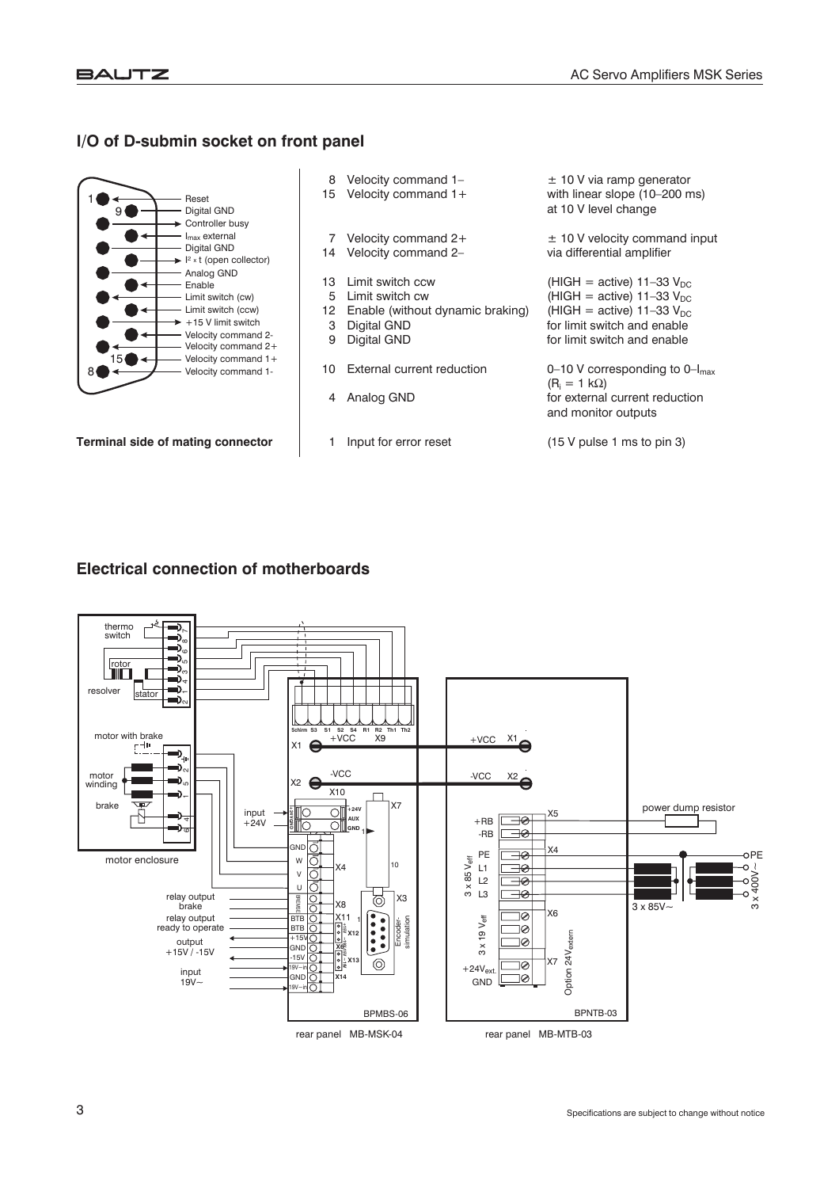## I/O of D-submin socket on front panel

Pin diagram labels (pins 1, 9, 15, 8): Reset, Digital GND, Controller busy, $I_{max}$ external, Digital GND, $I^2 \times t$ (open collector), Analog GND, Enable, Limit switch (cw), Limit switch (ccw), +15 V limit switch, Velocity command 2-, Velocity command 2+, Velocity command 1+, Velocity command 1-

**Terminal side of mating connector**

| Pin | Signal | Description |
|---|---|---|
| 8 | Velocity command 1– | ± 10 V via ramp generator |
| 15 | Velocity command 1+ | with linear slope (10–200 ms) at 10 V level change |
| 7 | Velocity command 2+ | ± 10 V velocity command input |
| 14 | Velocity command 2– | via differential amplifier |
| 13 | Limit switch ccw | (HIGH = active) 11–33 $V_{DC}$ |
| 5 | Limit switch cw | (HIGH = active) 11–33 $V_{DC}$ |
| 12 | Enable (without dynamic braking) | (HIGH = active) 11–33 $V_{DC}$ |
| 3 | Digital GND | for limit switch and enable |
| 9 | Digital GND | for limit switch and enable |
| 10 | External current reduction | 0–10 V corresponding to 0–$I_{max}$ ($R_i$ = 1 kΩ) |
| 4 | Analog GND | for external current reduction and monitor outputs |
| 1 | Input for error reset | (15 V pulse 1 ms to pin 3) |

## Electrical connection of motherboards

Diagram labels: thermo switch, rotor, resolver, stator, motor with brake, motor winding, brake, motor enclosure, input +24V, relay output brake, relay output ready to operate, output +15V / -15V, input 19V~, X1 +VCC, X2 -VCC, X9 (Schirm, S3, S1, S2, S4, R1, R2, Th1, Th2), X10 (+24V, AUX, GND), X7, X4 (GND, W, V, U), X8 (BREMSE, BTB, BTB), X11 (+15V, GND, -15V), X12, X6, X13, X14 (19V~in, GND, 19V~in), X3 Encoder-simulation, BPMBS-06, rear panel MB-MSK-04; X1 +VCC, X2 -VCC, X5 (+RB, -RB), power dump resistor, X4 (PE, L1, L2, L3), 3 x 85 $V_{eff}$, 3 x 85V~, 3 x 400V~, PE, X6 3 x 19 $V_{eff}$, X7 (+24$V_{ext.}$, GND), Option 24$V_{extern}$, BPNTB-03, rear panel MB-MTB-03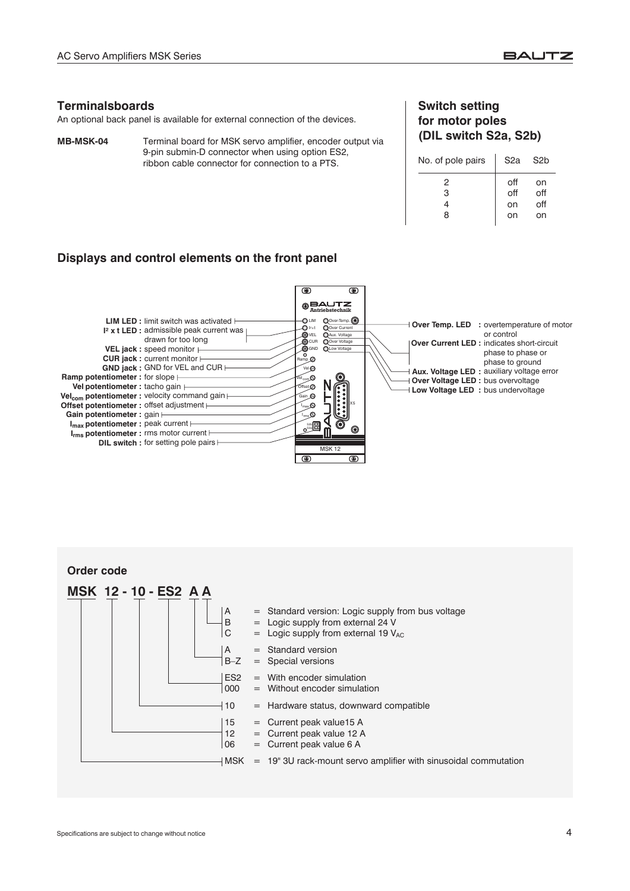## Terminalsboards

An optional back panel is available for external connection of the devices.

**MB-MSK-04** Terminal board for MSK servo amplifier, encoder output via 9-pin submin-D connector when using option ES2, ribbon cable connector for connection to a PTS.

## Switch setting for motor poles (DIL switch S2a, S2b)

| No. of pole pairs | S2a | S2b |
|---|---|---|
| 2 | off | on |
| 3 | off | off |
| 4 | on | off |
| 8 | on | on |

## Displays and control elements on the front panel

- **LIM LED :** limit switch was activated
- **I² x t LED :** admissible peak current was drawn for too long
- **VEL jack :** speed monitor
- **CUR jack :** current monitor
- **GND jack :** GND for VEL and CUR
- **Ramp potentiometer :** for slope
- **Vel potentiometer :** tacho gain
- **$Vel_{com}$ potentiometer :** velocity command gain
- **Offset potentiometer :** offset adjustment
- **Gain potentiometer :** gain
- **$I_{max}$ potentiometer :** peak current
- **$I_{rms}$ potentiometer :** rms motor current
- **DIL switch :** for setting pole pairs

- **Over Temp. LED :** overtemperature of motor or control
- **Over Current LED :** indicates short-circuit phase to phase or phase to ground
- **Aux. Voltage LED :** auxiliary voltage error
- **Over Voltage LED :** bus overvoltage
- **Low Voltage LED :** bus undervoltage

## Order code

**MSK 12 - 10 - ES2 A A**

- A = Standard version: Logic supply from bus voltage
- B = Logic supply from external 24 V
- C = Logic supply from external 19 $V_{AC}$

- A = Standard version
- B–Z = Special versions

- ES2 = With encoder simulation
- 000 = Without encoder simulation

- 10 = Hardware status, downward compatible

- 15 = Current peak value15 A
- 12 = Current peak value 12 A
- 06 = Current peak value 6 A

- MSK = 19" 3U rack-mount servo amplifier with sinusoidal commutation

Specifications are subject to change without notice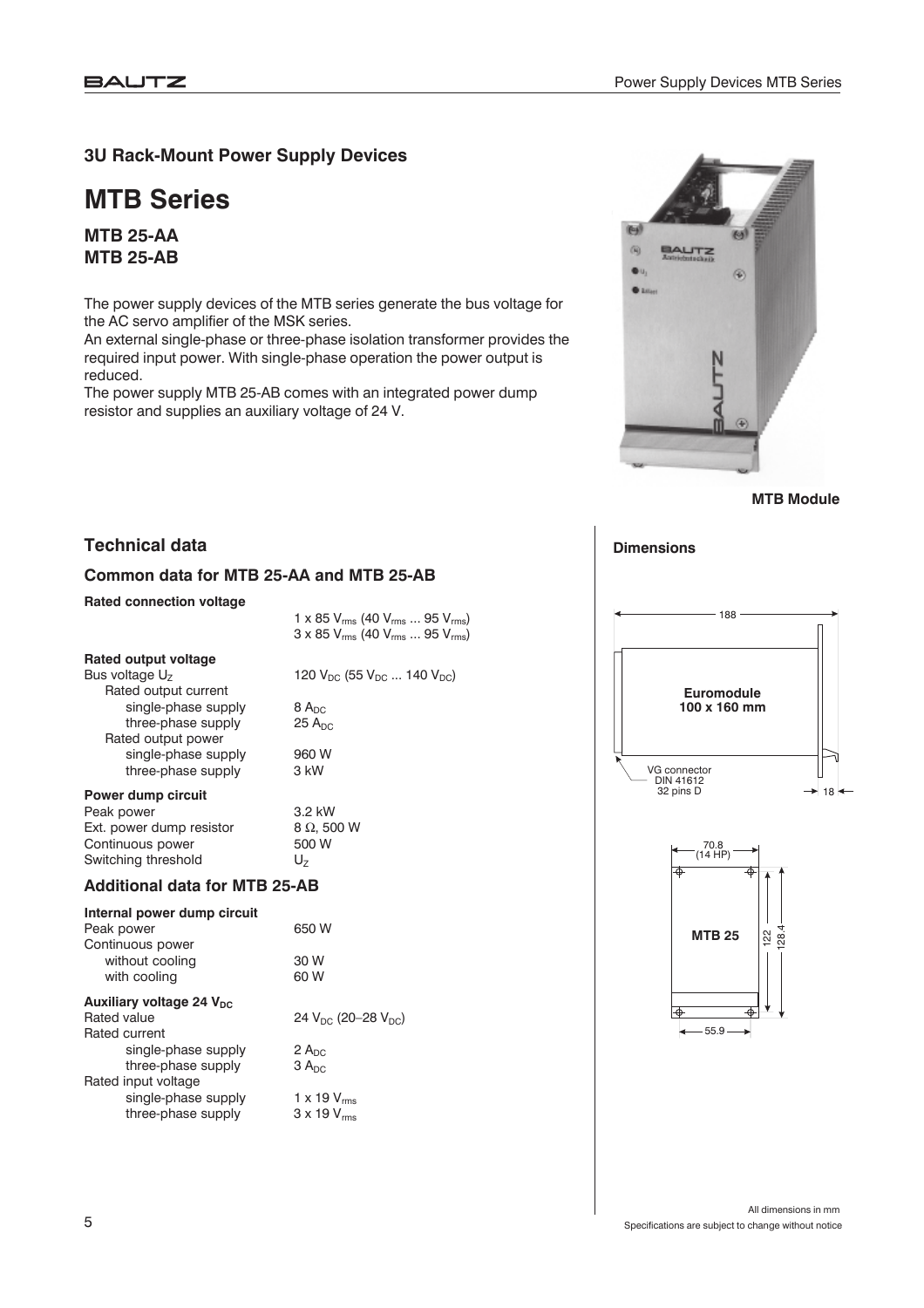## 3U Rack-Mount Power Supply Devices

# MTB Series

**MTB 25-AA**
**MTB 25-AB**

The power supply devices of the MTB series generate the bus voltage for the AC servo amplifier of the MSK series.
An external single-phase or three-phase isolation transformer provides the required input power. With single-phase operation the power output is reduced.
The power supply MTB 25-AB comes with an integrated power dump resistor and supplies an auxiliary voltage of 24 V.

**MTB Module**

## Technical data

### Common data for MTB 25-AA and MTB 25-AB

**Rated connection voltage**

| | |
|---|---|
| | 1 x 85 $V_{rms}$ (40 $V_{rms}$ ... 95 $V_{rms}$) |
| | 3 x 85 $V_{rms}$ (40 $V_{rms}$ ... 95 $V_{rms}$) |

**Rated output voltage**

| | |
|---|---|
| Bus voltage $U_Z$ | 120 $V_{DC}$ (55 $V_{DC}$ ... 140 $V_{DC}$) |
| Rated output current | |
| single-phase supply | 8 $A_{DC}$ |
| three-phase supply | 25 $A_{DC}$ |
| Rated output power | |
| single-phase supply | 960 W |
| three-phase supply | 3 kW |

**Power dump circuit**

| | |
|---|---|
| Peak power | 3.2 kW |
| Ext. power dump resistor | 8 Ω, 500 W |
| Continuous power | 500 W |
| Switching threshold | $U_Z$ |

### Additional data for MTB 25-AB

**Internal power dump circuit**

| | |
|---|---|
| Peak power | 650 W |
| Continuous power | |
| without cooling | 30 W |
| with cooling | 60 W |

**Auxiliary voltage 24 $V_{DC}$**

| | |
|---|---|
| Rated value | 24 $V_{DC}$ (20–28 $V_{DC}$) |
| Rated current | |
| single-phase supply | 2 $A_{DC}$ |
| three-phase supply | 3 $A_{DC}$ |
| Rated input voltage | |
| single-phase supply | 1 x 19 $V_{rms}$ |
| three-phase supply | 3 x 19 $V_{rms}$ |

**Dimensions**

188

Euromodule
100 x 160 mm

VG connector
DIN 41612
32 pins D

18

70.8
(14 HP)

MTB 25

122

128.4

55.9

All dimensions in mm
Specifications are subject to change without notice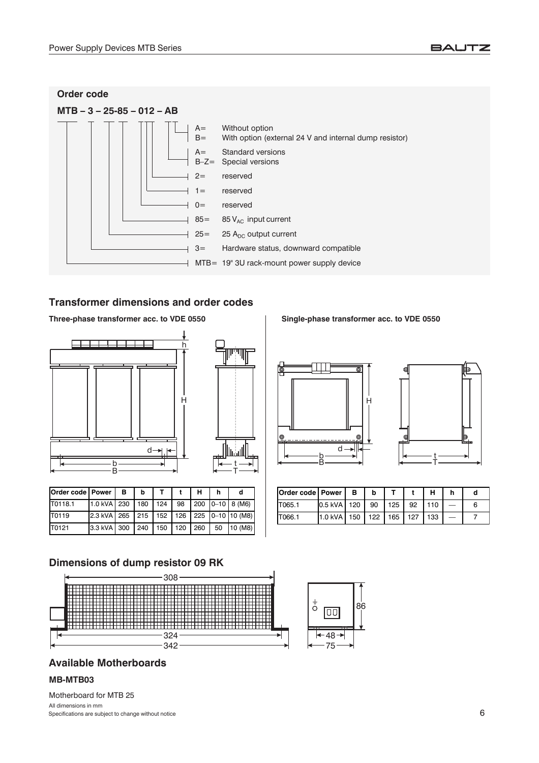## Order code

**MTB – 3 – 25-85 – 012 – AB**

- A= Without option
- B= With option (external 24 V and internal dump resistor)
- A= Standard versions
- B–Z= Special versions
- 2= reserved
- 1= reserved
- 0= reserved
- 85= 85 $V_{AC}$ input current
- 25= 25 $A_{DC}$ output current
- 3= Hardware status, downward compatible
- MTB= 19" 3U rack-mount power supply device

## Transformer dimensions and order codes

**Three-phase transformer acc. to VDE 0550**

h
H
d
b
B
t
T

| Order code | Power | B | b | T | t | H | h | d |
|---|---|---|---|---|---|---|---|---|
| T0118.1 | 1.0 kVA | 230 | 180 | 124 | 98 | 200 | 0–10 | 8 (M6) |
| T0119 | 2.3 kVA | 265 | 215 | 152 | 126 | 225 | 0–10 | 10 (M8) |
| T0121 | 3.3 kVA | 300 | 240 | 150 | 120 | 260 | 50 | 10 (M8) |

**Single-phase transformer acc. to VDE 0550**

H
d
b
B
t
T

| Order code | Power | B | b | T | t | H | h | d |
|---|---|---|---|---|---|---|---|---|
| T065.1 | 0.5 kVA | 120 | 90 | 125 | 92 | 110 | — | 6 |
| T066.1 | 1.0 kVA | 150 | 122 | 165 | 127 | 133 | — | 7 |

## Dimensions of dump resistor 09 RK

308
324
342
86
48
75

## Available Motherboards

### MB-MTB03

Motherboard for MTB 25

All dimensions in mm
Specifications are subject to change without notice